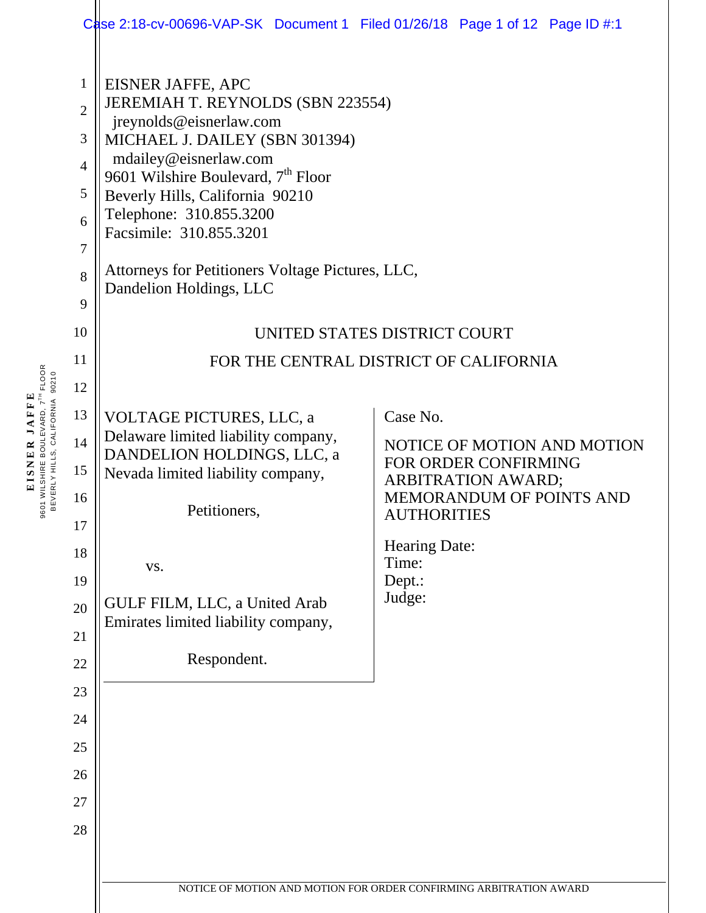EISNER JAFFE, APC
JEREMIAH T. REYNOLDS (SBN 223554)
jreynolds@eisnerlaw.com
MICHAEL J. DAILEY (SBN 301394)
mdailey@eisnerlaw.com
9601 Wilshire Boulevard, 7th Floor
Beverly Hills, California 90210
Telephone: 310.855.3200
Facsimile: 310.855.3201

Attorneys for Petitioners Voltage Pictures, LLC, Dandelion Holdings, LLC

UNITED STATES DISTRICT COURT

FOR THE CENTRAL DISTRICT OF CALIFORNIA

VOLTAGE PICTURES, LLC, a Delaware limited liability company, DANDELION HOLDINGS, LLC, a Nevada limited liability company,

Petitioners,

vs.

GULF FILM, LLC, a United Arab Emirates limited liability company,

Respondent.

Case No.

NOTICE OF MOTION AND MOTION FOR ORDER CONFIRMING ARBITRATION AWARD; MEMORANDUM OF POINTS AND AUTHORITIES

Hearing Date:
Time:
Dept.:
Judge: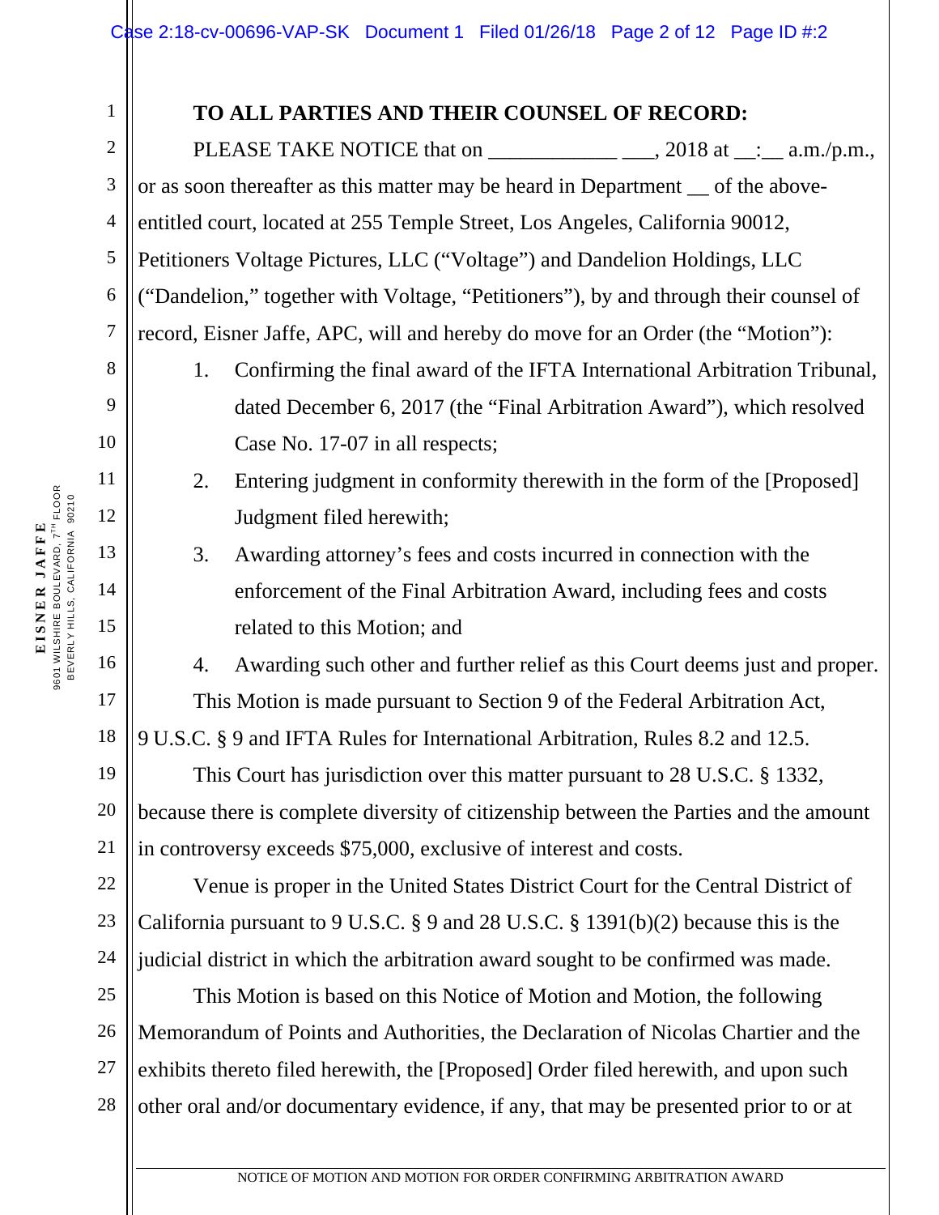**TO ALL PARTIES AND THEIR COUNSEL OF RECORD:**

PLEASE TAKE NOTICE that on ____________ ___, 2018 at __:__ a.m./p.m., or as soon thereafter as this matter may be heard in Department __ of the above-entitled court, located at 255 Temple Street, Los Angeles, California 90012, Petitioners Voltage Pictures, LLC ("Voltage") and Dandelion Holdings, LLC ("Dandelion," together with Voltage, "Petitioners"), by and through their counsel of record, Eisner Jaffe, APC, will and hereby do move for an Order (the "Motion"):

1. Confirming the final award of the IFTA International Arbitration Tribunal, dated December 6, 2017 (the "Final Arbitration Award"), which resolved Case No. 17-07 in all respects;
2. Entering judgment in conformity therewith in the form of the [Proposed] Judgment filed herewith;
3. Awarding attorney's fees and costs incurred in connection with the enforcement of the Final Arbitration Award, including fees and costs related to this Motion; and
4. Awarding such other and further relief as this Court deems just and proper.

This Motion is made pursuant to Section 9 of the Federal Arbitration Act, 9 U.S.C. § 9 and IFTA Rules for International Arbitration, Rules 8.2 and 12.5.

This Court has jurisdiction over this matter pursuant to 28 U.S.C. § 1332, because there is complete diversity of citizenship between the Parties and the amount in controversy exceeds $75,000, exclusive of interest and costs.

Venue is proper in the United States District Court for the Central District of California pursuant to 9 U.S.C. § 9 and 28 U.S.C. § 1391(b)(2) because this is the judicial district in which the arbitration award sought to be confirmed was made.

This Motion is based on this Notice of Motion and Motion, the following Memorandum of Points and Authorities, the Declaration of Nicolas Chartier and the exhibits thereto filed herewith, the [Proposed] Order filed herewith, and upon such other oral and/or documentary evidence, if any, that may be presented prior to or at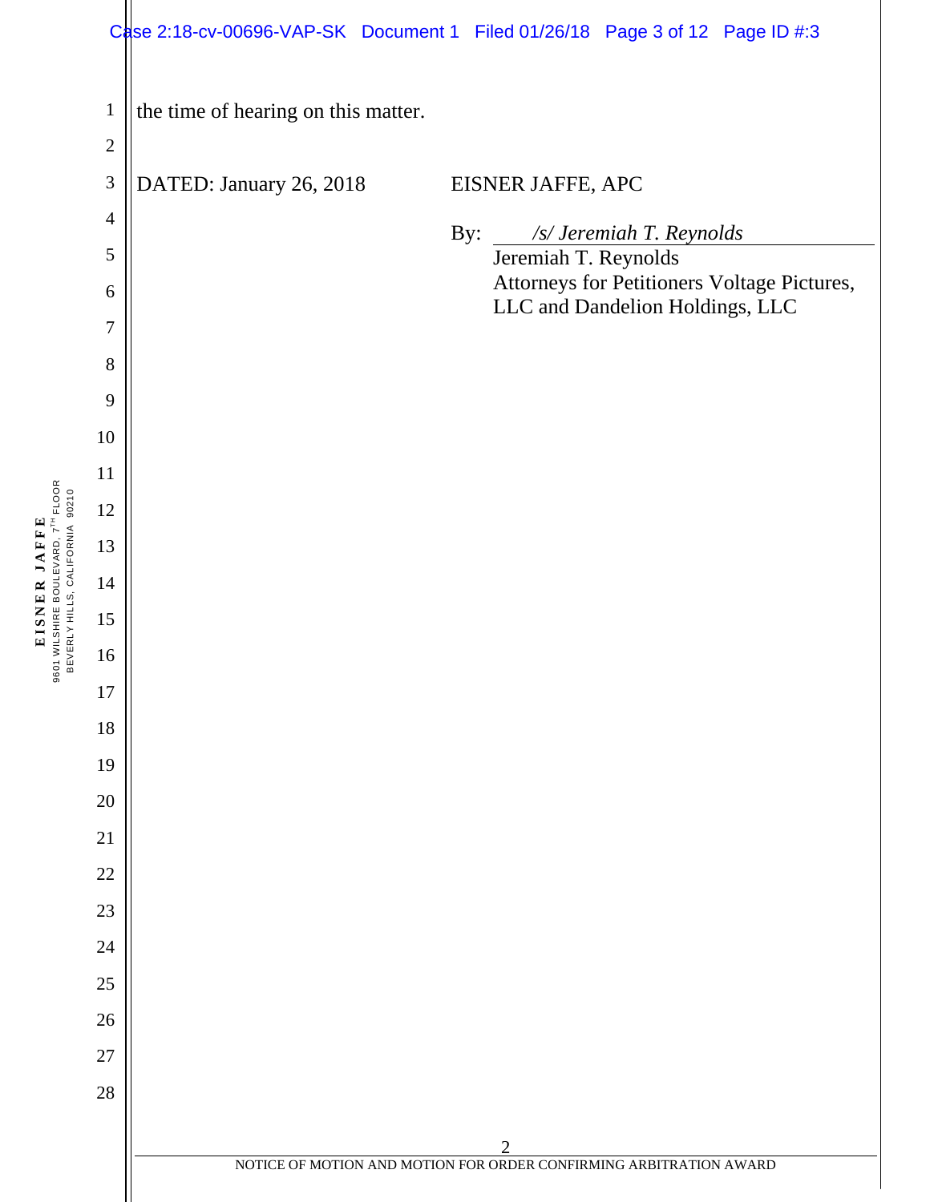the time of hearing on this matter.

DATED: January 26, 2018

EISNER JAFFE, APC

By: */s/ Jeremiah T. Reynolds*
Jeremiah T. Reynolds
Attorneys for Petitioners Voltage Pictures, LLC and Dandelion Holdings, LLC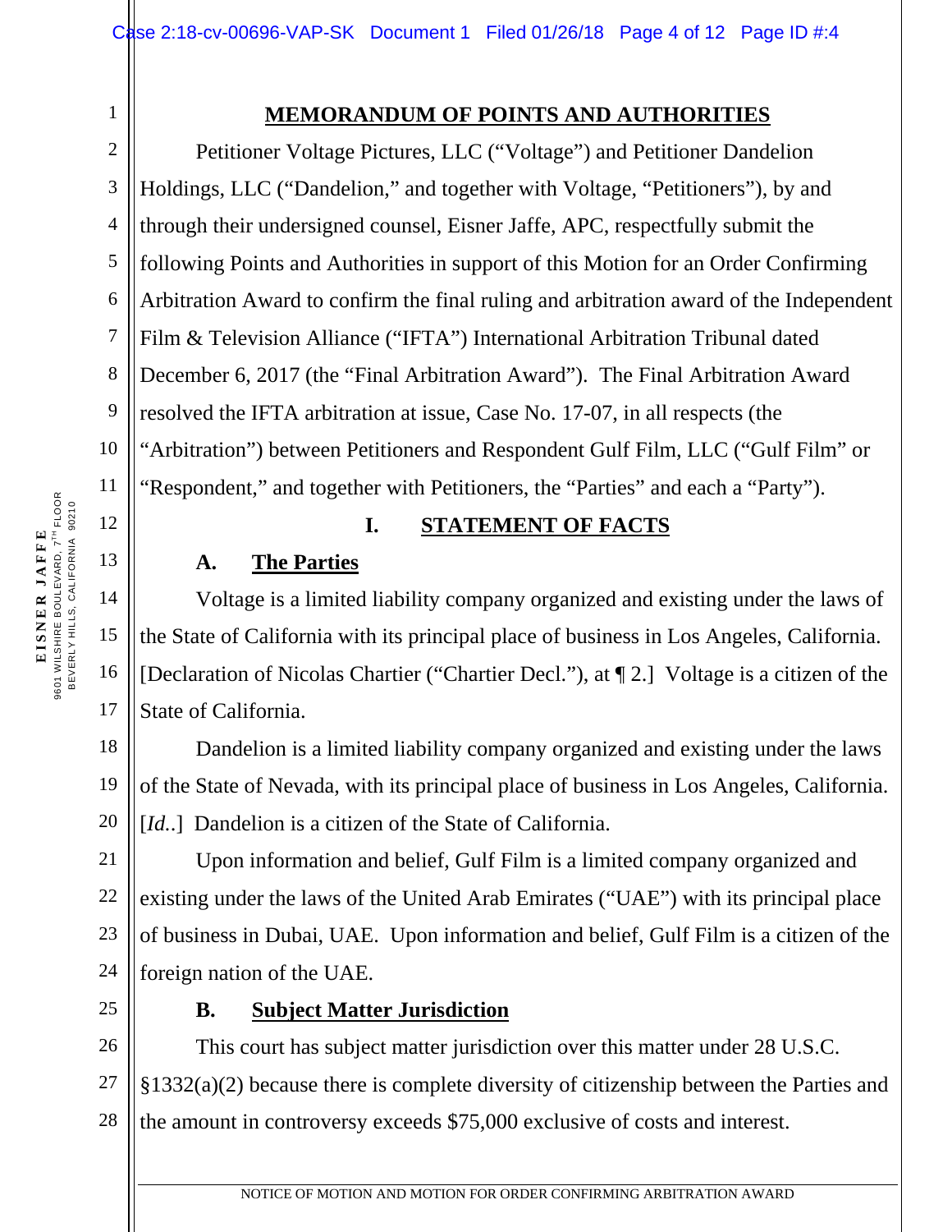## MEMORANDUM OF POINTS AND AUTHORITIES

Petitioner Voltage Pictures, LLC ("Voltage") and Petitioner Dandelion Holdings, LLC ("Dandelion," and together with Voltage, "Petitioners"), by and through their undersigned counsel, Eisner Jaffe, APC, respectfully submit the following Points and Authorities in support of this Motion for an Order Confirming Arbitration Award to confirm the final ruling and arbitration award of the Independent Film & Television Alliance ("IFTA") International Arbitration Tribunal dated December 6, 2017 (the "Final Arbitration Award"). The Final Arbitration Award resolved the IFTA arbitration at issue, Case No. 17-07, in all respects (the "Arbitration") between Petitioners and Respondent Gulf Film, LLC ("Gulf Film" or "Respondent," and together with Petitioners, the "Parties" and each a "Party").

### I. STATEMENT OF FACTS

#### A. The Parties

Voltage is a limited liability company organized and existing under the laws of the State of California with its principal place of business in Los Angeles, California. [Declaration of Nicolas Chartier ("Chartier Decl."), at ¶ 2.] Voltage is a citizen of the State of California.

Dandelion is a limited liability company organized and existing under the laws of the State of Nevada, with its principal place of business in Los Angeles, California. [*Id.*.] Dandelion is a citizen of the State of California.

Upon information and belief, Gulf Film is a limited company organized and existing under the laws of the United Arab Emirates ("UAE") with its principal place of business in Dubai, UAE. Upon information and belief, Gulf Film is a citizen of the foreign nation of the UAE.

#### B. Subject Matter Jurisdiction

This court has subject matter jurisdiction over this matter under 28 U.S.C. §1332(a)(2) because there is complete diversity of citizenship between the Parties and the amount in controversy exceeds $75,000 exclusive of costs and interest.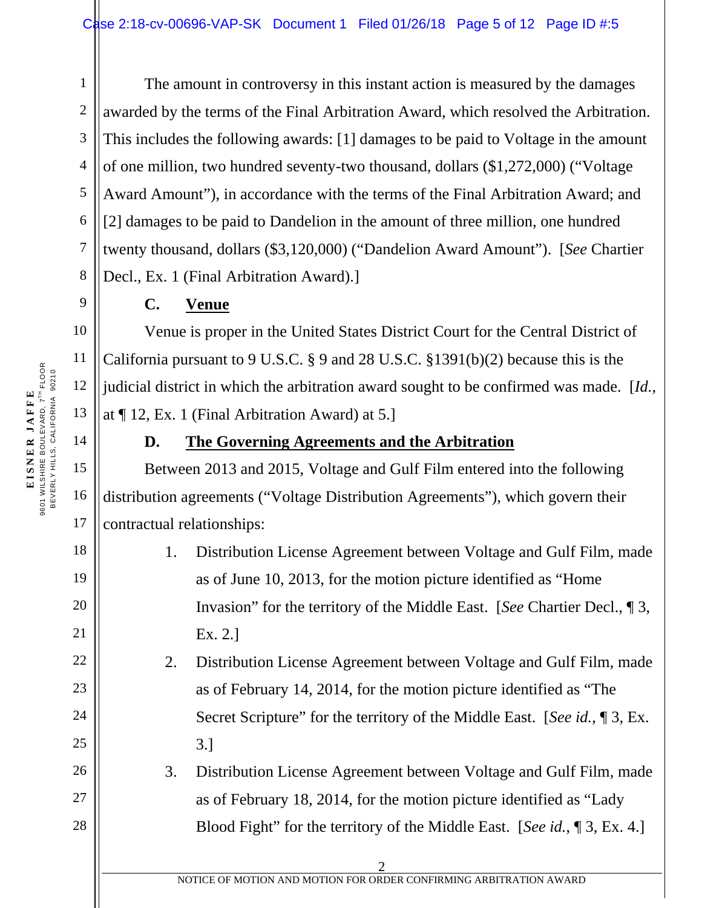The amount in controversy in this instant action is measured by the damages awarded by the terms of the Final Arbitration Award, which resolved the Arbitration. This includes the following awards: [1] damages to be paid to Voltage in the amount of one million, two hundred seventy-two thousand, dollars ($1,272,000) ("Voltage Award Amount"), in accordance with the terms of the Final Arbitration Award; and [2] damages to be paid to Dandelion in the amount of three million, one hundred twenty thousand, dollars ($3,120,000) ("Dandelion Award Amount"). [*See* Chartier Decl., Ex. 1 (Final Arbitration Award).]

### C. Venue

Venue is proper in the United States District Court for the Central District of California pursuant to 9 U.S.C. § 9 and 28 U.S.C. §1391(b)(2) because this is the judicial district in which the arbitration award sought to be confirmed was made. [*Id.*, at ¶ 12, Ex. 1 (Final Arbitration Award) at 5.]

### D. The Governing Agreements and the Arbitration

Between 2013 and 2015, Voltage and Gulf Film entered into the following distribution agreements ("Voltage Distribution Agreements"), which govern their contractual relationships:

1. Distribution License Agreement between Voltage and Gulf Film, made as of June 10, 2013, for the motion picture identified as "Home Invasion" for the territory of the Middle East. [*See* Chartier Decl., ¶ 3, Ex. 2.]
2. Distribution License Agreement between Voltage and Gulf Film, made as of February 14, 2014, for the motion picture identified as "The Secret Scripture" for the territory of the Middle East. [*See id.*, ¶ 3, Ex. 3.]
3. Distribution License Agreement between Voltage and Gulf Film, made as of February 18, 2014, for the motion picture identified as "Lady Blood Fight" for the territory of the Middle East. [*See id.*, ¶ 3, Ex. 4.]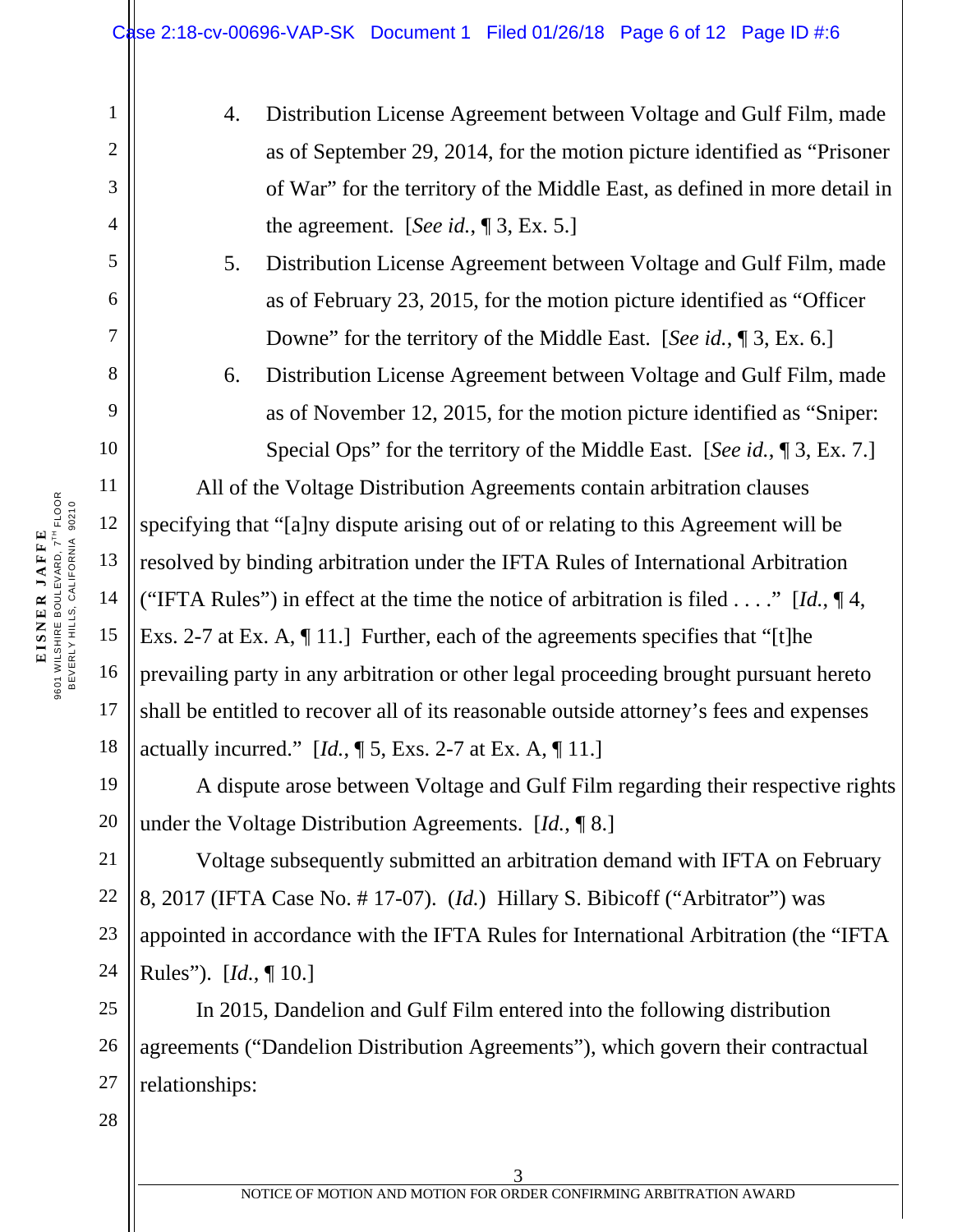4. Distribution License Agreement between Voltage and Gulf Film, made as of September 29, 2014, for the motion picture identified as "Prisoner of War" for the territory of the Middle East, as defined in more detail in the agreement. [*See id.*, ¶ 3, Ex. 5.]
5. Distribution License Agreement between Voltage and Gulf Film, made as of February 23, 2015, for the motion picture identified as "Officer Downe" for the territory of the Middle East. [*See id.*, ¶ 3, Ex. 6.]
6. Distribution License Agreement between Voltage and Gulf Film, made as of November 12, 2015, for the motion picture identified as "Sniper: Special Ops" for the territory of the Middle East. [*See id.*, ¶ 3, Ex. 7.]

All of the Voltage Distribution Agreements contain arbitration clauses specifying that "[a]ny dispute arising out of or relating to this Agreement will be resolved by binding arbitration under the IFTA Rules of International Arbitration ("IFTA Rules") in effect at the time the notice of arbitration is filed . . . ." [*Id.*, ¶ 4, Exs. 2-7 at Ex. A, ¶ 11.] Further, each of the agreements specifies that "[t]he prevailing party in any arbitration or other legal proceeding brought pursuant hereto shall be entitled to recover all of its reasonable outside attorney's fees and expenses actually incurred." [*Id.*, ¶ 5, Exs. 2-7 at Ex. A, ¶ 11.]

A dispute arose between Voltage and Gulf Film regarding their respective rights under the Voltage Distribution Agreements. [*Id.*, ¶ 8.]

Voltage subsequently submitted an arbitration demand with IFTA on February 8, 2017 (IFTA Case No. # 17-07). (*Id.*) Hillary S. Bibicoff ("Arbitrator") was appointed in accordance with the IFTA Rules for International Arbitration (the "IFTA Rules"). [*Id.*, ¶ 10.]

In 2015, Dandelion and Gulf Film entered into the following distribution agreements ("Dandelion Distribution Agreements"), which govern their contractual relationships: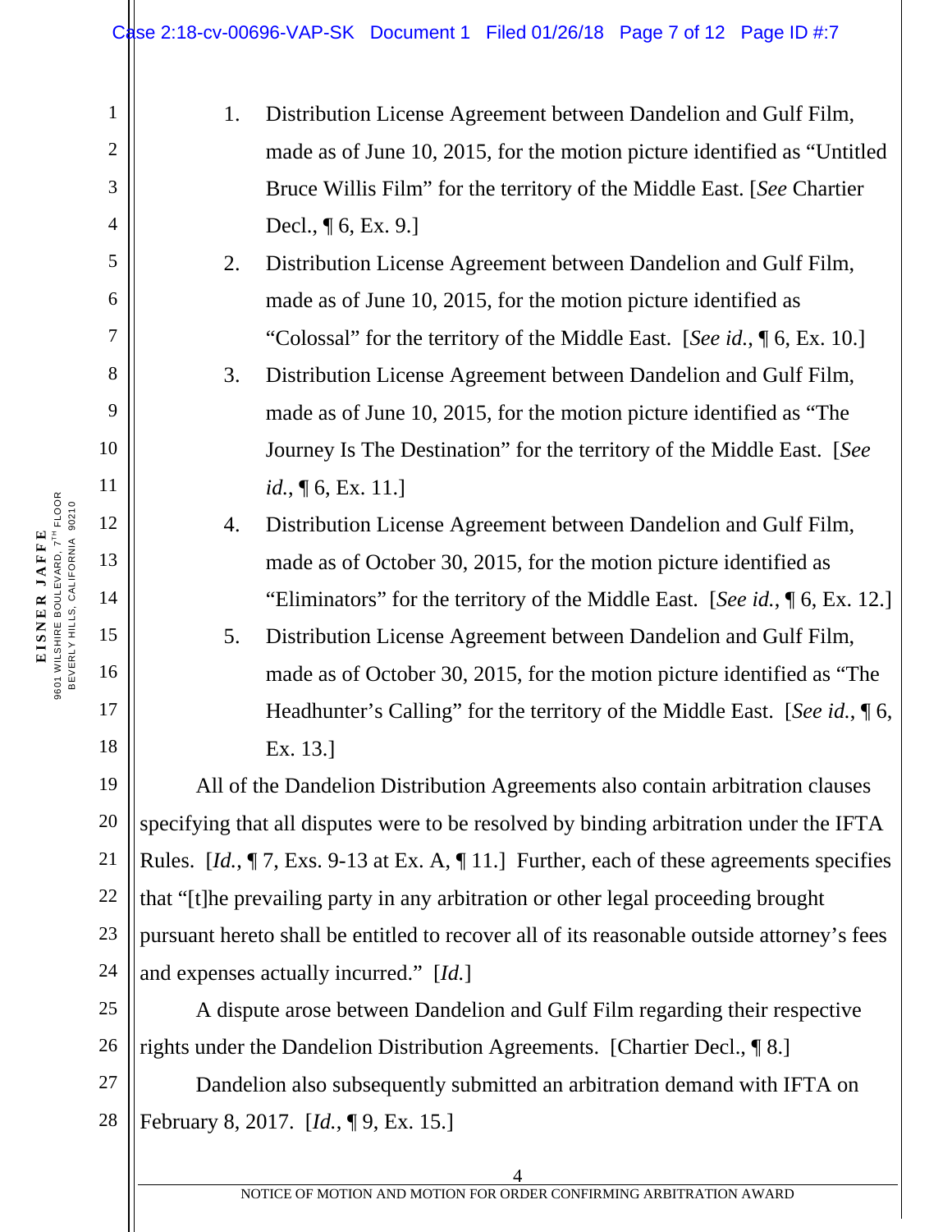1. Distribution License Agreement between Dandelion and Gulf Film, made as of June 10, 2015, for the motion picture identified as "Untitled Bruce Willis Film" for the territory of the Middle East. [*See* Chartier Decl., ¶ 6, Ex. 9.]
2. Distribution License Agreement between Dandelion and Gulf Film, made as of June 10, 2015, for the motion picture identified as "Colossal" for the territory of the Middle East. [*See id.*, ¶ 6, Ex. 10.]
3. Distribution License Agreement between Dandelion and Gulf Film, made as of June 10, 2015, for the motion picture identified as "The Journey Is The Destination" for the territory of the Middle East. [*See id.*, ¶ 6, Ex. 11.]
4. Distribution License Agreement between Dandelion and Gulf Film, made as of October 30, 2015, for the motion picture identified as "Eliminators" for the territory of the Middle East. [*See id.*, ¶ 6, Ex. 12.]
5. Distribution License Agreement between Dandelion and Gulf Film, made as of October 30, 2015, for the motion picture identified as "The Headhunter's Calling" for the territory of the Middle East. [*See id.*, ¶ 6, Ex. 13.]

All of the Dandelion Distribution Agreements also contain arbitration clauses specifying that all disputes were to be resolved by binding arbitration under the IFTA Rules. [*Id.*, ¶ 7, Exs. 9-13 at Ex. A, ¶ 11.] Further, each of these agreements specifies that "[t]he prevailing party in any arbitration or other legal proceeding brought pursuant hereto shall be entitled to recover all of its reasonable outside attorney's fees and expenses actually incurred." [*Id.*]

A dispute arose between Dandelion and Gulf Film regarding their respective rights under the Dandelion Distribution Agreements. [Chartier Decl., ¶ 8.]

Dandelion also subsequently submitted an arbitration demand with IFTA on February 8, 2017. [*Id.*, ¶ 9, Ex. 15.]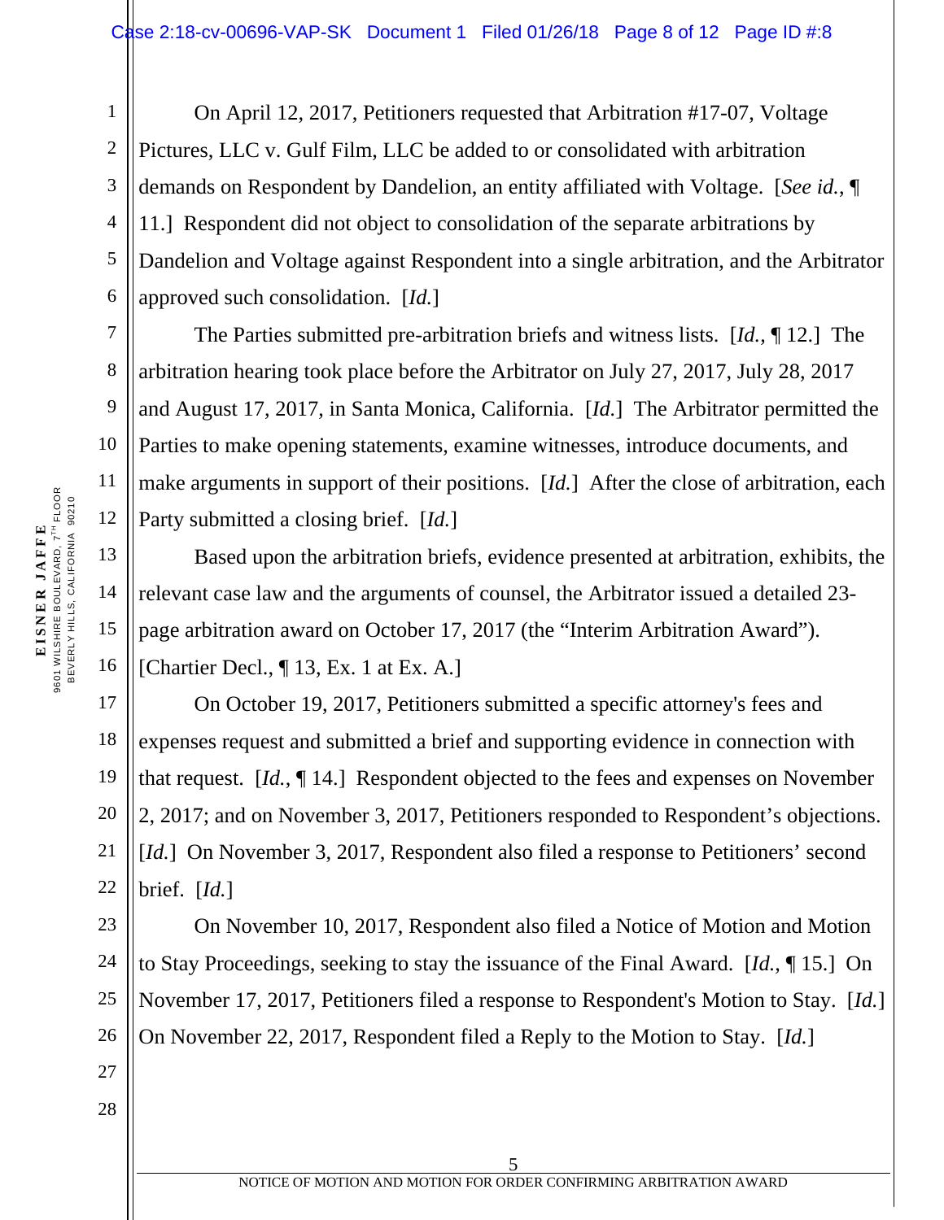On April 12, 2017, Petitioners requested that Arbitration #17-07, Voltage Pictures, LLC v. Gulf Film, LLC be added to or consolidated with arbitration demands on Respondent by Dandelion, an entity affiliated with Voltage. [*See id.*, ¶ 11.] Respondent did not object to consolidation of the separate arbitrations by Dandelion and Voltage against Respondent into a single arbitration, and the Arbitrator approved such consolidation. [*Id.*]

The Parties submitted pre-arbitration briefs and witness lists. [*Id.*, ¶ 12.] The arbitration hearing took place before the Arbitrator on July 27, 2017, July 28, 2017 and August 17, 2017, in Santa Monica, California. [*Id.*] The Arbitrator permitted the Parties to make opening statements, examine witnesses, introduce documents, and make arguments in support of their positions. [*Id.*] After the close of arbitration, each Party submitted a closing brief. [*Id.*]

Based upon the arbitration briefs, evidence presented at arbitration, exhibits, the relevant case law and the arguments of counsel, the Arbitrator issued a detailed 23-page arbitration award on October 17, 2017 (the "Interim Arbitration Award"). [Chartier Decl., ¶ 13, Ex. 1 at Ex. A.]

On October 19, 2017, Petitioners submitted a specific attorney's fees and expenses request and submitted a brief and supporting evidence in connection with that request. [*Id.*, ¶ 14.] Respondent objected to the fees and expenses on November 2, 2017; and on November 3, 2017, Petitioners responded to Respondent's objections. [*Id.*] On November 3, 2017, Respondent also filed a response to Petitioners' second brief. [*Id.*]

On November 10, 2017, Respondent also filed a Notice of Motion and Motion to Stay Proceedings, seeking to stay the issuance of the Final Award. [*Id.*, ¶ 15.] On November 17, 2017, Petitioners filed a response to Respondent's Motion to Stay. [*Id.*] On November 22, 2017, Respondent filed a Reply to the Motion to Stay. [*Id.*]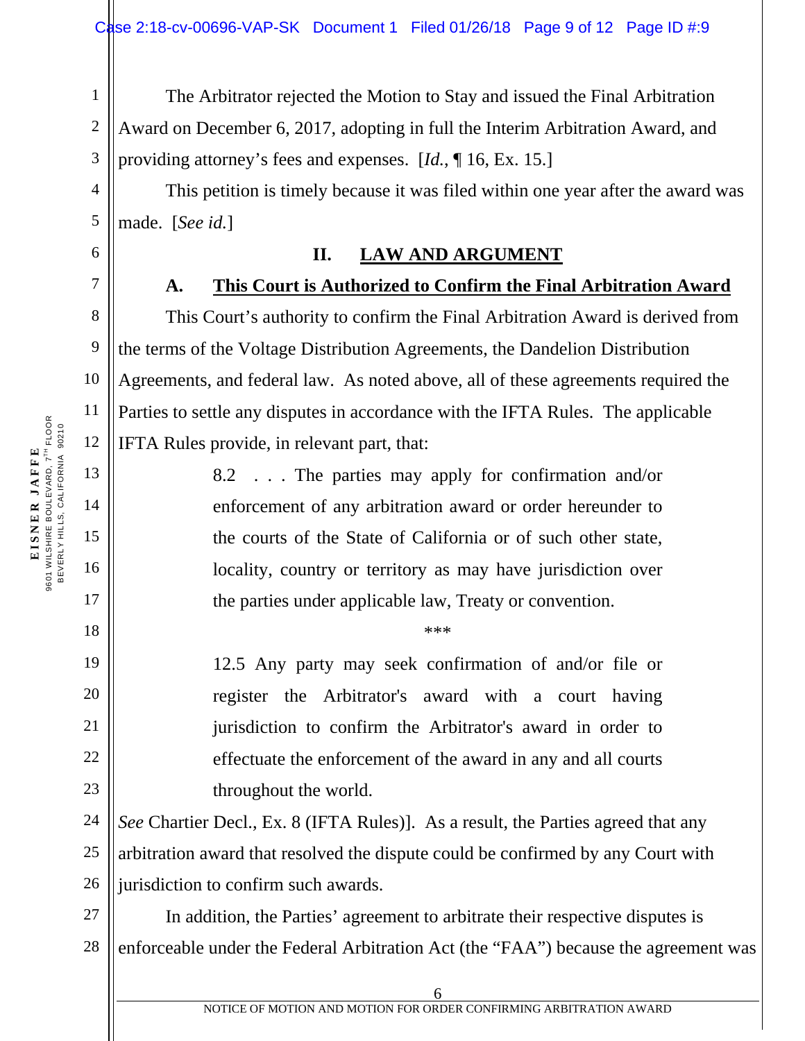The Arbitrator rejected the Motion to Stay and issued the Final Arbitration Award on December 6, 2017, adopting in full the Interim Arbitration Award, and providing attorney's fees and expenses. [*Id.*, ¶ 16, Ex. 15.]

This petition is timely because it was filed within one year after the award was made. [*See id.*]

## II. LAW AND ARGUMENT

### A. This Court is Authorized to Confirm the Final Arbitration Award

This Court's authority to confirm the Final Arbitration Award is derived from the terms of the Voltage Distribution Agreements, the Dandelion Distribution Agreements, and federal law. As noted above, all of these agreements required the Parties to settle any disputes in accordance with the IFTA Rules. The applicable IFTA Rules provide, in relevant part, that:

> 8.2 . . . The parties may apply for confirmation and/or enforcement of any arbitration award or order hereunder to the courts of the State of California or of such other state, locality, country or territory as may have jurisdiction over the parties under applicable law, Treaty or convention.
>
> ***
>
> 12.5 Any party may seek confirmation of and/or file or register the Arbitrator's award with a court having jurisdiction to confirm the Arbitrator's award in order to effectuate the enforcement of the award in any and all courts throughout the world.

*See* Chartier Decl., Ex. 8 (IFTA Rules)]. As a result, the Parties agreed that any arbitration award that resolved the dispute could be confirmed by any Court with jurisdiction to confirm such awards.

In addition, the Parties' agreement to arbitrate their respective disputes is enforceable under the Federal Arbitration Act (the "FAA") because the agreement was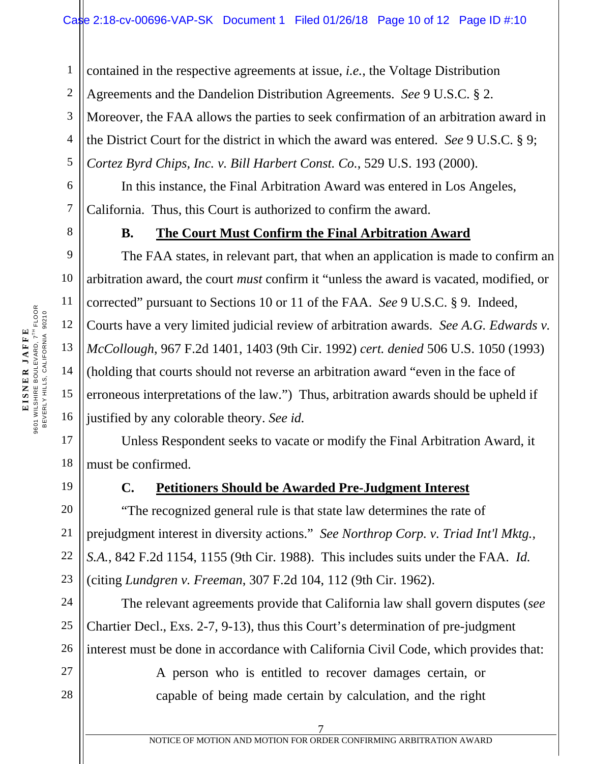contained in the respective agreements at issue, *i.e.*, the Voltage Distribution Agreements and the Dandelion Distribution Agreements. *See* 9 U.S.C. § 2. Moreover, the FAA allows the parties to seek confirmation of an arbitration award in the District Court for the district in which the award was entered. *See* 9 U.S.C. § 9; *Cortez Byrd Chips, Inc. v. Bill Harbert Const. Co.*, 529 U.S. 193 (2000).

In this instance, the Final Arbitration Award was entered in Los Angeles, California. Thus, this Court is authorized to confirm the award.

### B. The Court Must Confirm the Final Arbitration Award

The FAA states, in relevant part, that when an application is made to confirm an arbitration award, the court *must* confirm it "unless the award is vacated, modified, or corrected" pursuant to Sections 10 or 11 of the FAA. *See* 9 U.S.C. § 9. Indeed, Courts have a very limited judicial review of arbitration awards. *See A.G. Edwards v. McCollough*, 967 F.2d 1401, 1403 (9th Cir. 1992) *cert. denied* 506 U.S. 1050 (1993) (holding that courts should not reverse an arbitration award "even in the face of erroneous interpretations of the law.") Thus, arbitration awards should be upheld if justified by any colorable theory. *See id.*

Unless Respondent seeks to vacate or modify the Final Arbitration Award, it must be confirmed.

### C. Petitioners Should be Awarded Pre-Judgment Interest

"The recognized general rule is that state law determines the rate of prejudgment interest in diversity actions." *See Northrop Corp. v. Triad Int'l Mktg., S.A.*, 842 F.2d 1154, 1155 (9th Cir. 1988). This includes suits under the FAA. *Id.* (citing *Lundgren v. Freeman*, 307 F.2d 104, 112 (9th Cir. 1962).

The relevant agreements provide that California law shall govern disputes (*see* Chartier Decl., Exs. 2-7, 9-13), thus this Court's determination of pre-judgment interest must be done in accordance with California Civil Code, which provides that:

> A person who is entitled to recover damages certain, or capable of being made certain by calculation, and the right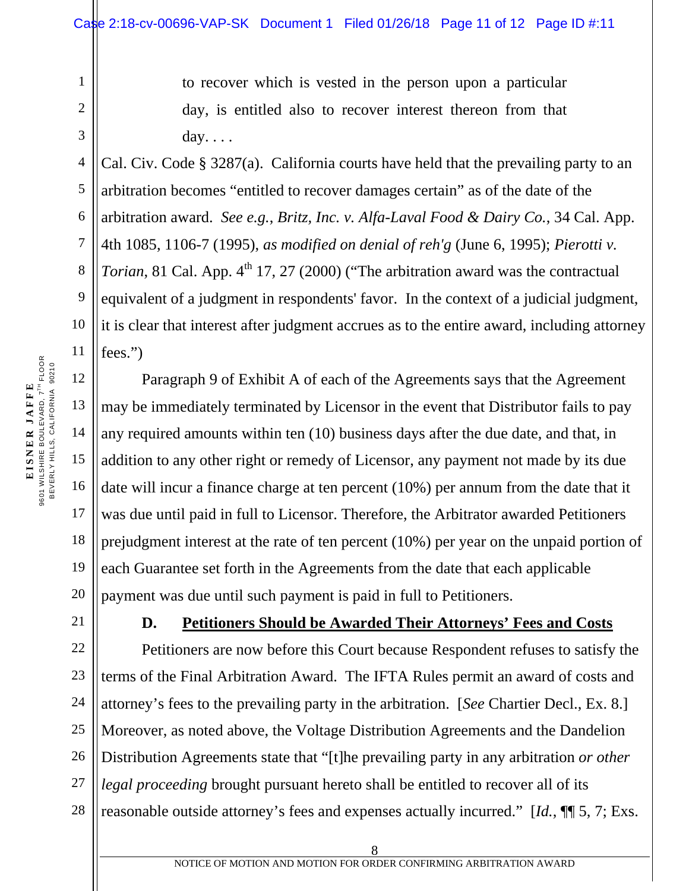> to recover which is vested in the person upon a particular day, is entitled also to recover interest thereon from that day. . . .

Cal. Civ. Code § 3287(a). California courts have held that the prevailing party to an arbitration becomes "entitled to recover damages certain" as of the date of the arbitration award. *See e.g., Britz, Inc. v. Alfa-Laval Food & Dairy Co.*, 34 Cal. App. 4th 1085, 1106-7 (1995), *as modified on denial of reh'g* (June 6, 1995); *Pierotti v. Torian*, 81 Cal. App. 4th 17, 27 (2000) ("The arbitration award was the contractual equivalent of a judgment in respondents' favor. In the context of a judicial judgment, it is clear that interest after judgment accrues as to the entire award, including attorney fees.")

Paragraph 9 of Exhibit A of each of the Agreements says that the Agreement may be immediately terminated by Licensor in the event that Distributor fails to pay any required amounts within ten (10) business days after the due date, and that, in addition to any other right or remedy of Licensor, any payment not made by its due date will incur a finance charge at ten percent (10%) per annum from the date that it was due until paid in full to Licensor. Therefore, the Arbitrator awarded Petitioners prejudgment interest at the rate of ten percent (10%) per year on the unpaid portion of each Guarantee set forth in the Agreements from the date that each applicable payment was due until such payment is paid in full to Petitioners.

### D. Petitioners Should be Awarded Their Attorneys' Fees and Costs

Petitioners are now before this Court because Respondent refuses to satisfy the terms of the Final Arbitration Award. The IFTA Rules permit an award of costs and attorney's fees to the prevailing party in the arbitration. [*See* Chartier Decl., Ex. 8.] Moreover, as noted above, the Voltage Distribution Agreements and the Dandelion Distribution Agreements state that "[t]he prevailing party in any arbitration *or other legal proceeding* brought pursuant hereto shall be entitled to recover all of its reasonable outside attorney's fees and expenses actually incurred." [*Id.*, ¶¶ 5, 7; Exs.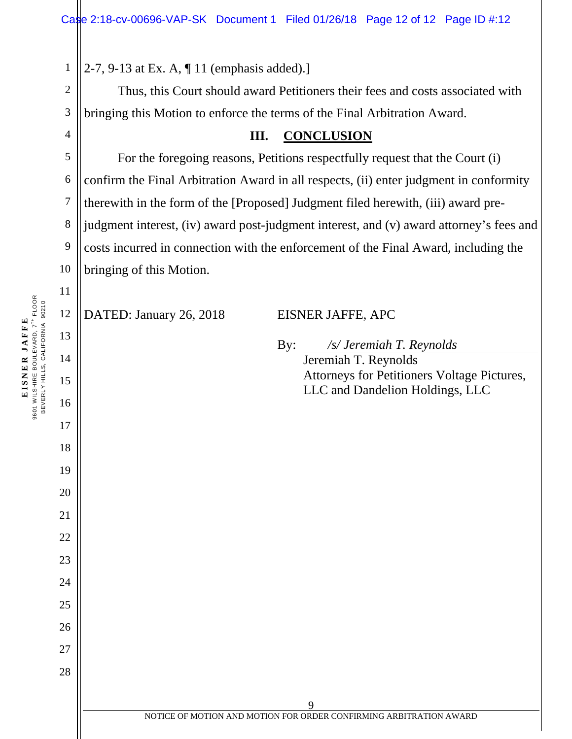2-7, 9-13 at Ex. A, ¶ 11 (emphasis added).]

Thus, this Court should award Petitioners their fees and costs associated with bringing this Motion to enforce the terms of the Final Arbitration Award.

## III. CONCLUSION

For the foregoing reasons, Petitions respectfully request that the Court (i) confirm the Final Arbitration Award in all respects, (ii) enter judgment in conformity therewith in the form of the [Proposed] Judgment filed herewith, (iii) award pre-judgment interest, (iv) award post-judgment interest, and (v) award attorney's fees and costs incurred in connection with the enforcement of the Final Award, including the bringing of this Motion.

DATED: January 26, 2018

EISNER JAFFE, APC

By: */s/ Jeremiah T. Reynolds*
Jeremiah T. Reynolds
Attorneys for Petitioners Voltage Pictures, LLC and Dandelion Holdings, LLC